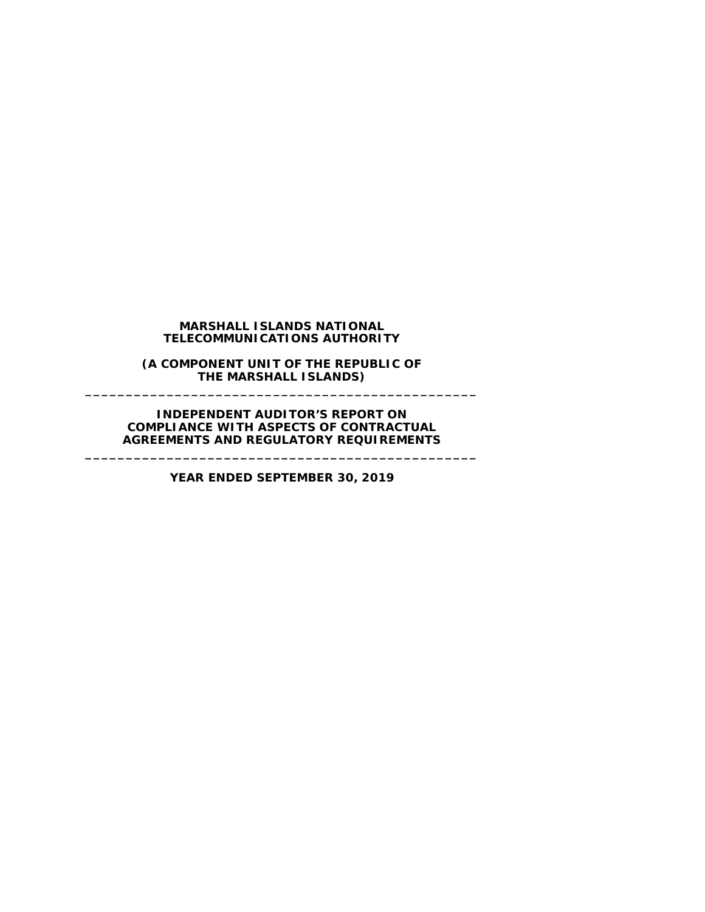**MARSHALL ISLANDS NATIONAL TELECOMMUNICATIONS AUTHORITY**

**(A COMPONENT UNIT OF THE REPUBLIC OF THE MARSHALL ISLANDS)**

---

**INDEPENDENT AUDITOR'S REPORT ON COMPLIANCE WITH ASPECTS OF CONTRACTUAL AGREEMENTS AND REGULATORY REQUIREMENTS**

---

**YEAR ENDED SEPTEMBER 30, 2019**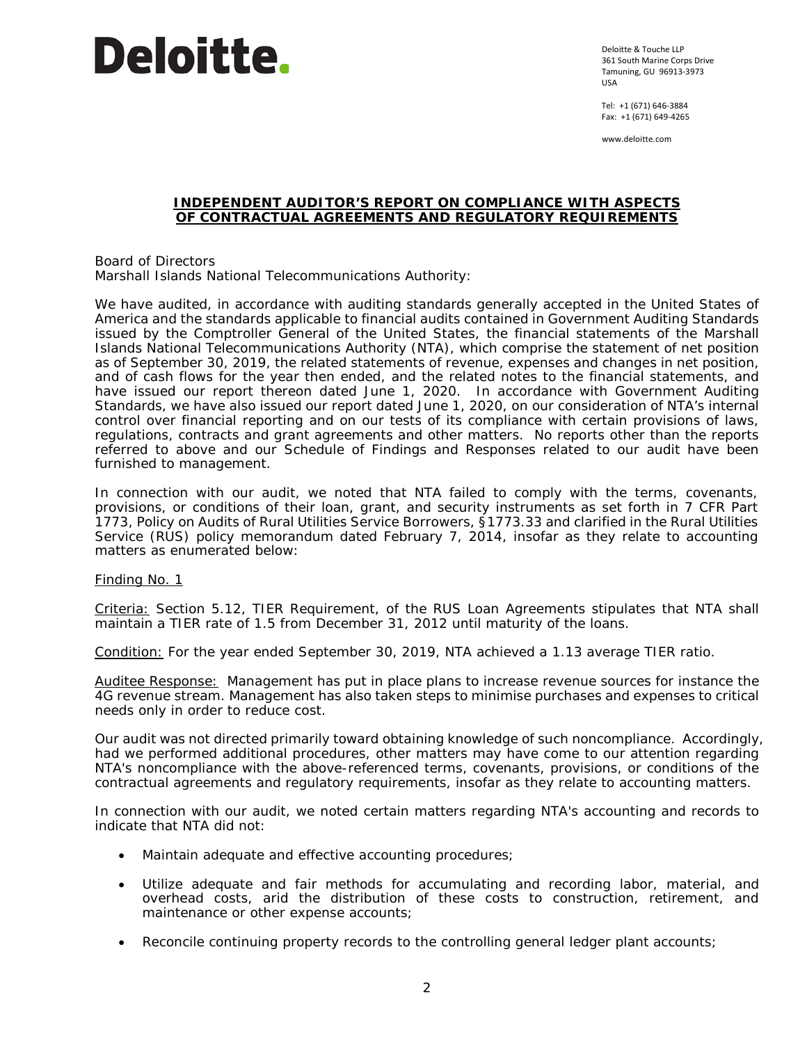Deloitte.

Deloitte & Touche LLP
361 South Marine Corps Drive
Tamuning, GU 96913-3973
USA

Tel: +1 (671) 646-3884
Fax: +1 (671) 649-4265

www.deloitte.com

## INDEPENDENT AUDITOR'S REPORT ON COMPLIANCE WITH ASPECTS OF CONTRACTUAL AGREEMENTS AND REGULATORY REQUIREMENTS

Board of Directors
Marshall Islands National Telecommunications Authority:

We have audited, in accordance with auditing standards generally accepted in the United States of America and the standards applicable to financial audits contained in Government Auditing Standards issued by the Comptroller General of the United States, the financial statements of the Marshall Islands National Telecommunications Authority (NTA), which comprise the statement of net position as of September 30, 2019, the related statements of revenue, expenses and changes in net position, and of cash flows for the year then ended, and the related notes to the financial statements, and have issued our report thereon dated June 1, 2020. In accordance with Government Auditing Standards, we have also issued our report dated June 1, 2020, on our consideration of NTA's internal control over financial reporting and on our tests of its compliance with certain provisions of laws, regulations, contracts and grant agreements and other matters. No reports other than the reports referred to above and our Schedule of Findings and Responses related to our audit have been furnished to management.

In connection with our audit, we noted that NTA failed to comply with the terms, covenants, provisions, or conditions of their loan, grant, and security instruments as set forth in 7 CFR Part 1773, Policy on Audits of Rural Utilities Service Borrowers, §1773.33 and clarified in the Rural Utilities Service (RUS) policy memorandum dated February 7, 2014, insofar as they relate to accounting matters as enumerated below:

Finding No. 1

Criteria: Section 5.12, TIER Requirement, of the RUS Loan Agreements stipulates that NTA shall maintain a TIER rate of 1.5 from December 31, 2012 until maturity of the loans.

Condition: For the year ended September 30, 2019, NTA achieved a 1.13 average TIER ratio.

Auditee Response: Management has put in place plans to increase revenue sources for instance the 4G revenue stream. Management has also taken steps to minimise purchases and expenses to critical needs only in order to reduce cost.

Our audit was not directed primarily toward obtaining knowledge of such noncompliance. Accordingly, had we performed additional procedures, other matters may have come to our attention regarding NTA's noncompliance with the above-referenced terms, covenants, provisions, or conditions of the contractual agreements and regulatory requirements, insofar as they relate to accounting matters.

In connection with our audit, we noted certain matters regarding NTA's accounting and records to indicate that NTA did not:

- Maintain adequate and effective accounting procedures;
- Utilize adequate and fair methods for accumulating and recording labor, material, and overhead costs, arid the distribution of these costs to construction, retirement, and maintenance or other expense accounts;
- Reconcile continuing property records to the controlling general ledger plant accounts;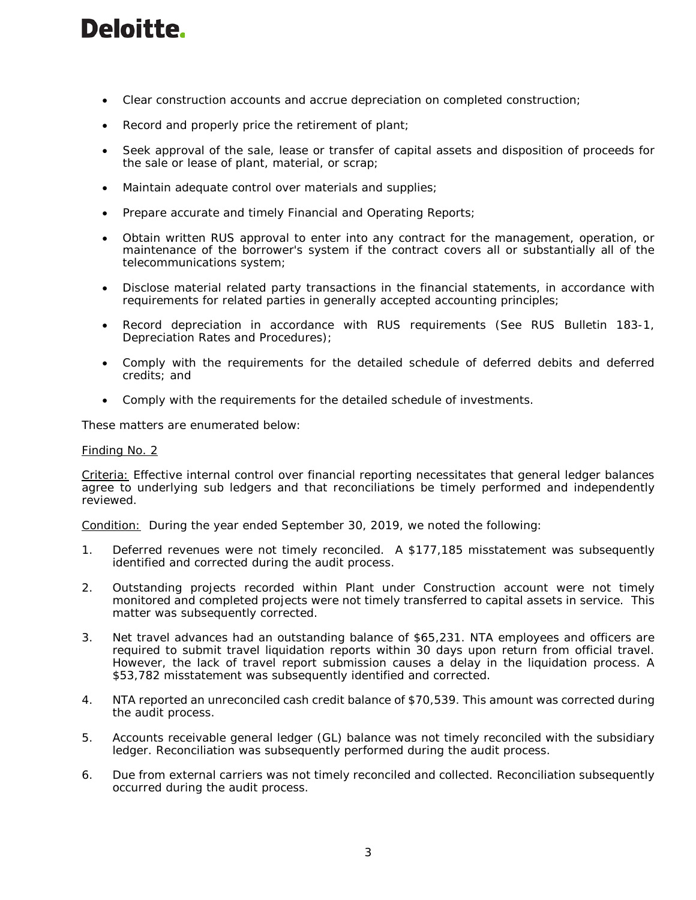- Clear construction accounts and accrue depreciation on completed construction;
- Record and properly price the retirement of plant;
- Seek approval of the sale, lease or transfer of capital assets and disposition of proceeds for the sale or lease of plant, material, or scrap;
- Maintain adequate control over materials and supplies;
- Prepare accurate and timely Financial and Operating Reports;
- Obtain written RUS approval to enter into any contract for the management, operation, or maintenance of the borrower's system if the contract covers all or substantially all of the telecommunications system;
- Disclose material related party transactions in the financial statements, in accordance with requirements for related parties in generally accepted accounting principles;
- Record depreciation in accordance with RUS requirements (See RUS Bulletin 183-1, Depreciation Rates and Procedures);
- Comply with the requirements for the detailed schedule of deferred debits and deferred credits; and
- Comply with the requirements for the detailed schedule of investments.

These matters are enumerated below:

Finding No. 2

Criteria: Effective internal control over financial reporting necessitates that general ledger balances agree to underlying sub ledgers and that reconciliations be timely performed and independently reviewed.

Condition: During the year ended September 30, 2019, we noted the following:

1. Deferred revenues were not timely reconciled. A $177,185 misstatement was subsequently identified and corrected during the audit process.
2. Outstanding projects recorded within Plant under Construction account were not timely monitored and completed projects were not timely transferred to capital assets in service. This matter was subsequently corrected.
3. Net travel advances had an outstanding balance of $65,231. NTA employees and officers are required to submit travel liquidation reports within 30 days upon return from official travel. However, the lack of travel report submission causes a delay in the liquidation process. A $53,782 misstatement was subsequently identified and corrected.
4. NTA reported an unreconciled cash credit balance of $70,539. This amount was corrected during the audit process.
5. Accounts receivable general ledger (GL) balance was not timely reconciled with the subsidiary ledger. Reconciliation was subsequently performed during the audit process.
6. Due from external carriers was not timely reconciled and collected. Reconciliation subsequently occurred during the audit process.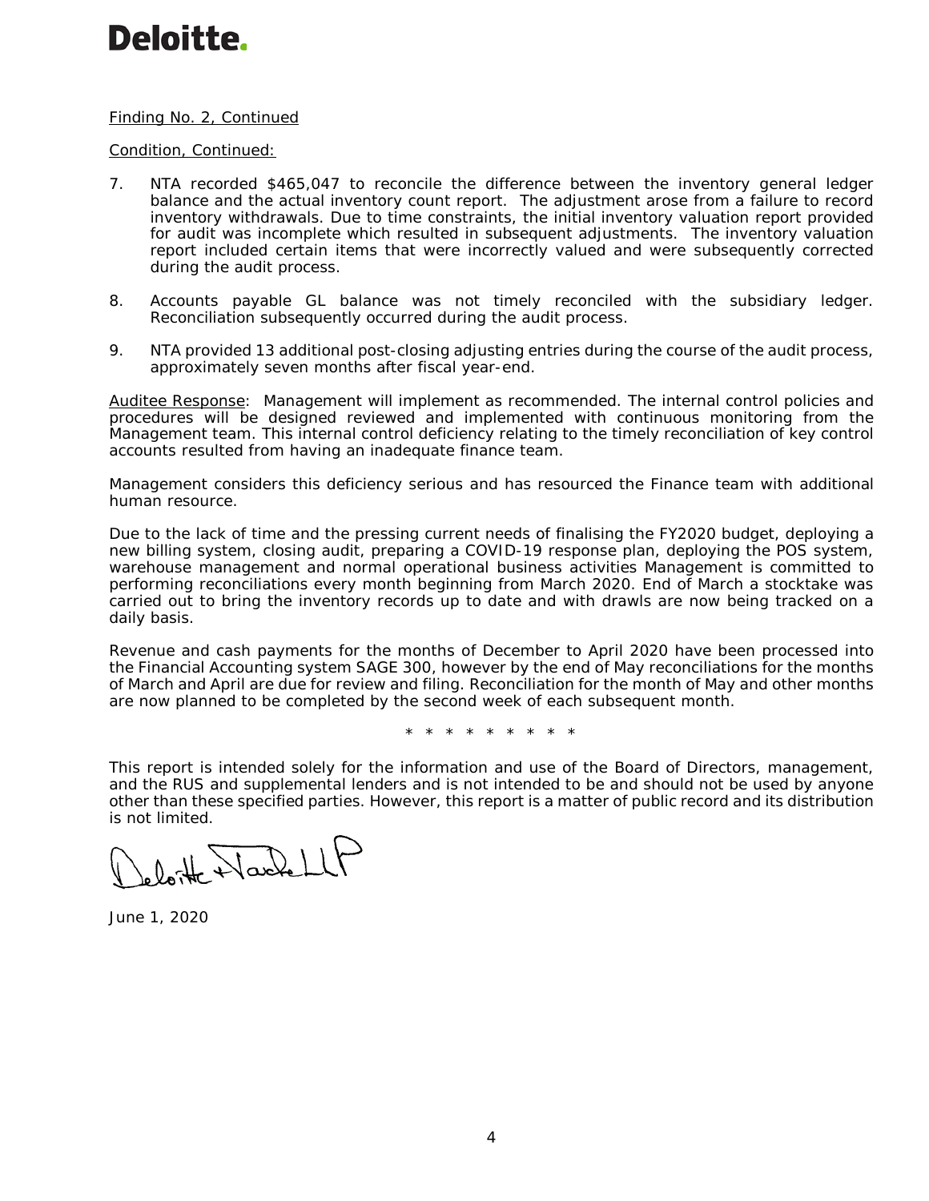Deloitte.

Finding No. 2, Continued

Condition, Continued:

7. NTA recorded $465,047 to reconcile the difference between the inventory general ledger balance and the actual inventory count report. The adjustment arose from a failure to record inventory withdrawals. Due to time constraints, the initial inventory valuation report provided for audit was incomplete which resulted in subsequent adjustments. The inventory valuation report included certain items that were incorrectly valued and were subsequently corrected during the audit process.

8. Accounts payable GL balance was not timely reconciled with the subsidiary ledger. Reconciliation subsequently occurred during the audit process.

9. NTA provided 13 additional post-closing adjusting entries during the course of the audit process, approximately seven months after fiscal year-end.

Auditee Response: Management will implement as recommended. The internal control policies and procedures will be designed reviewed and implemented with continuous monitoring from the Management team. This internal control deficiency relating to the timely reconciliation of key control accounts resulted from having an inadequate finance team.

Management considers this deficiency serious and has resourced the Finance team with additional human resource.

Due to the lack of time and the pressing current needs of finalising the FY2020 budget, deploying a new billing system, closing audit, preparing a COVID-19 response plan, deploying the POS system, warehouse management and normal operational business activities Management is committed to performing reconciliations every month beginning from March 2020. End of March a stocktake was carried out to bring the inventory records up to date and with drawls are now being tracked on a daily basis.

Revenue and cash payments for the months of December to April 2020 have been processed into the Financial Accounting system SAGE 300, however by the end of May reconciliations for the months of March and April are due for review and filing. Reconciliation for the month of May and other months are now planned to be completed by the second week of each subsequent month.

* * * * * * * * * *

This report is intended solely for the information and use of the Board of Directors, management, and the RUS and supplemental lenders and is not intended to be and should not be used by anyone other than these specified parties. However, this report is a matter of public record and its distribution is not limited.

Deloitte & Touche LLP

June 1, 2020